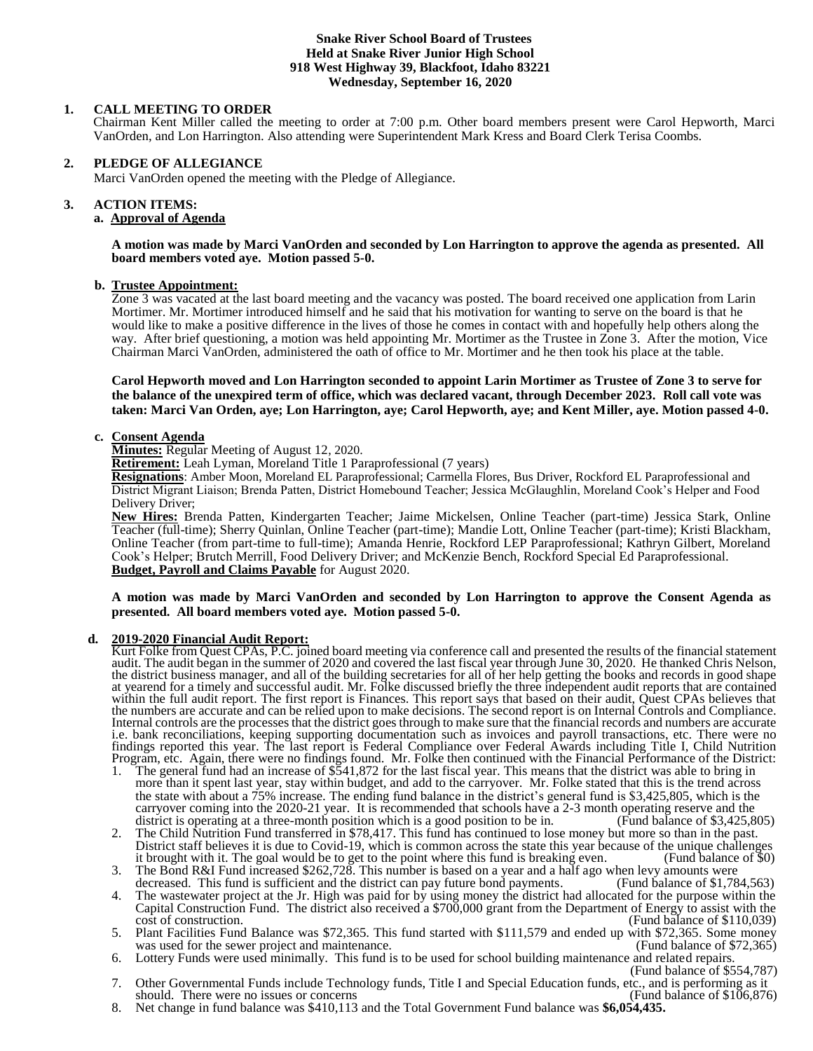**Snake River School Board of Trustees**
**Held at Snake River Junior High School**
**918 West Highway 39, Blackfoot, Idaho 83221**
**Wednesday, September 16, 2020**

## 1. CALL MEETING TO ORDER

Chairman Kent Miller called the meeting to order at 7:00 p.m. Other board members present were Carol Hepworth, Marci VanOrden, and Lon Harrington. Also attending were Superintendent Mark Kress and Board Clerk Terisa Coombs.

## 2. PLEDGE OF ALLEGIANCE

Marci VanOrden opened the meeting with the Pledge of Allegiance.

## 3. ACTION ITEMS:

### a. Approval of Agenda

**A motion was made by Marci VanOrden and seconded by Lon Harrington to approve the agenda as presented. All board members voted aye. Motion passed 5-0.**

### b. Trustee Appointment:

Zone 3 was vacated at the last board meeting and the vacancy was posted. The board received one application from Larin Mortimer. Mr. Mortimer introduced himself and he said that his motivation for wanting to serve on the board is that he would like to make a positive difference in the lives of those he comes in contact with and hopefully help others along the way. After brief questioning, a motion was held appointing Mr. Mortimer as the Trustee in Zone 3. After the motion, Vice Chairman Marci VanOrden, administered the oath of office to Mr. Mortimer and he then took his place at the table.

**Carol Hepworth moved and Lon Harrington seconded to appoint Larin Mortimer as Trustee of Zone 3 to serve for the balance of the unexpired term of office, which was declared vacant, through December 2023. Roll call vote was taken: Marci Van Orden, aye; Lon Harrington, aye; Carol Hepworth, aye; and Kent Miller, aye. Motion passed 4-0.**

### c. Consent Agenda

**Minutes:** Regular Meeting of August 12, 2020.
**Retirement:** Leah Lyman, Moreland Title 1 Paraprofessional (7 years)
**Resignations**: Amber Moon, Moreland EL Paraprofessional; Carmella Flores, Bus Driver, Rockford EL Paraprofessional and District Migrant Liaison; Brenda Patten, District Homebound Teacher; Jessica McGlaughlin, Moreland Cook's Helper and Food Delivery Driver;
**New Hires:** Brenda Patten, Kindergarten Teacher; Jaime Mickelsen, Online Teacher (part-time) Jessica Stark, Online Teacher (full-time); Sherry Quinlan, Online Teacher (part-time); Mandie Lott, Online Teacher (part-time); Kristi Blackham, Online Teacher (from part-time to full-time); Amanda Henrie, Rockford LEP Paraprofessional; Kathryn Gilbert, Moreland Cook's Helper; Brutch Merrill, Food Delivery Driver; and McKenzie Bench, Rockford Special Ed Paraprofessional.
**Budget, Payroll and Claims Payable** for August 2020.

**A motion was made by Marci VanOrden and seconded by Lon Harrington to approve the Consent Agenda as presented. All board members voted aye. Motion passed 5-0.**

### d. 2019-2020 Financial Audit Report:

Kurt Folke from Quest CPAs, P.C. joined board meeting via conference call and presented the results of the financial statement audit. The audit began in the summer of 2020 and covered the last fiscal year through June 30, 2020. He thanked Chris Nelson, the district business manager, and all of the building secretaries for all of her help getting the books and records in good shape at yearend for a timely and successful audit. Mr. Folke discussed briefly the three independent audit reports that are contained within the full audit report. The first report is Finances. This report says that based on their audit, Quest CPAs believes that the numbers are accurate and can be relied upon to make decisions. The second report is on Internal Controls and Compliance. Internal controls are the processes that the district goes through to make sure that the financial records and numbers are accurate i.e. bank reconciliations, keeping supporting documentation such as invoices and payroll transactions, etc. There were no findings reported this year. The last report is Federal Compliance over Federal Awards including Title I, Child Nutrition Program, etc. Again, there were no findings found. Mr. Folke then continued with the Financial Performance of the District:

1. The general fund had an increase of $541,872 for the last fiscal year. This means that the district was able to bring in more than it spent last year, stay within budget, and add to the carryover. Mr. Folke stated that this is the trend across the state with about a 75% increase. The ending fund balance in the district's general fund is $3,425,805, which is the carryover coming into the 2020-21 year. It is recommended that schools have a 2-3 month operating reserve and the district is operating at a three-month position which is a good position to be in. (Fund balance of $3,425,805)
2. The Child Nutrition Fund transferred in $78,417. This fund has continued to lose money but more so than in the past. District staff believes it is due to Covid-19, which is common across the state this year because of the unique challenges it brought with it. The goal would be to get to the point where this fund is breaking even. (Fund balance of $0)
3. The Bond R&I Fund increased $262,728. This number is based on a year and a half ago when levy amounts were decreased. This fund is sufficient and the district can pay future bond payments. (Fund balance of $1,784,563)
4. The wastewater project at the Jr. High was paid for by using money the district had allocated for the purpose within the Capital Construction Fund. The district also received a $700,000 grant from the Department of Energy to assist with the cost of construction. (Fund balance of $110,039)
5. Plant Facilities Fund Balance was $72,365. This fund started with $111,579 and ended up with $72,365. Some money was used for the sewer project and maintenance. (Fund balance of $72,365)
6. Lottery Funds were used minimally. This fund is to be used for school building maintenance and related repairs. (Fund balance of $554,787)
7. Other Governmental Funds include Technology funds, Title I and Special Education funds, etc., and is performing as it should. There were no issues or concerns (Fund balance of $106,876)
8. Net change in fund balance was $410,113 and the Total Government Fund balance was **$6,054,435.**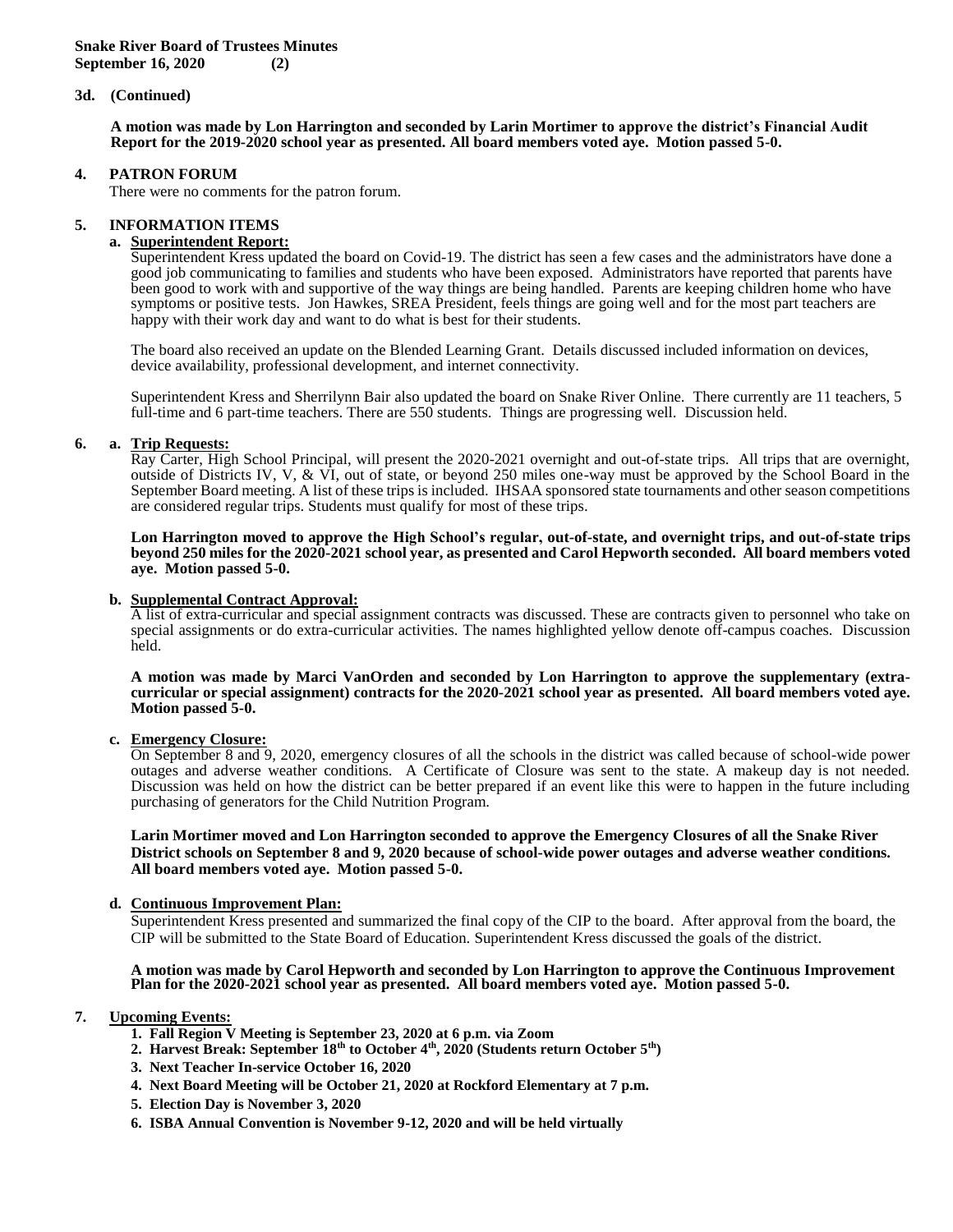**3d. (Continued)**

**A motion was made by Lon Harrington and seconded by Larin Mortimer to approve the district's Financial Audit Report for the 2019-2020 school year as presented. All board members voted aye. Motion passed 5-0.**

## 4. PATRON FORUM

There were no comments for the patron forum.

## 5. INFORMATION ITEMS

**a. Superintendent Report:**

Superintendent Kress updated the board on Covid-19. The district has seen a few cases and the administrators have done a good job communicating to families and students who have been exposed. Administrators have reported that parents have been good to work with and supportive of the way things are being handled. Parents are keeping children home who have symptoms or positive tests. Jon Hawkes, SREA President, feels things are going well and for the most part teachers are happy with their work day and want to do what is best for their students.

The board also received an update on the Blended Learning Grant. Details discussed included information on devices, device availability, professional development, and internet connectivity.

Superintendent Kress and Sherrilynn Bair also updated the board on Snake River Online. There currently are 11 teachers, 5 full-time and 6 part-time teachers. There are 550 students. Things are progressing well. Discussion held.

## 6.

**a. Trip Requests:**

Ray Carter, High School Principal, will present the 2020-2021 overnight and out-of-state trips. All trips that are overnight, outside of Districts IV, V, & VI, out of state, or beyond 250 miles one-way must be approved by the School Board in the September Board meeting. A list of these trips is included. IHSAA sponsored state tournaments and other season competitions are considered regular trips. Students must qualify for most of these trips.

**Lon Harrington moved to approve the High School's regular, out-of-state, and overnight trips, and out-of-state trips beyond 250 miles for the 2020-2021 school year, as presented and Carol Hepworth seconded. All board members voted aye. Motion passed 5-0.**

**b. Supplemental Contract Approval:**

A list of extra-curricular and special assignment contracts was discussed. These are contracts given to personnel who take on special assignments or do extra-curricular activities. The names highlighted yellow denote off-campus coaches. Discussion held.

**A motion was made by Marci VanOrden and seconded by Lon Harrington to approve the supplementary (extra-curricular or special assignment) contracts for the 2020-2021 school year as presented. All board members voted aye. Motion passed 5-0.**

**c. Emergency Closure:**

On September 8 and 9, 2020, emergency closures of all the schools in the district was called because of school-wide power outages and adverse weather conditions. A Certificate of Closure was sent to the state. A makeup day is not needed. Discussion was held on how the district can be better prepared if an event like this were to happen in the future including purchasing of generators for the Child Nutrition Program.

**Larin Mortimer moved and Lon Harrington seconded to approve the Emergency Closures of all the Snake River District schools on September 8 and 9, 2020 because of school-wide power outages and adverse weather conditions. All board members voted aye. Motion passed 5-0.**

**d. Continuous Improvement Plan:**

Superintendent Kress presented and summarized the final copy of the CIP to the board. After approval from the board, the CIP will be submitted to the State Board of Education. Superintendent Kress discussed the goals of the district.

**A motion was made by Carol Hepworth and seconded by Lon Harrington to approve the Continuous Improvement Plan for the 2020-2021 school year as presented. All board members voted aye. Motion passed 5-0.**

## 7. Upcoming Events:

1. **Fall Region V Meeting is September 23, 2020 at 6 p.m. via Zoom**
2. **Harvest Break: September 18th to October 4th, 2020 (Students return October 5th)**
3. **Next Teacher In-service October 16, 2020**
4. **Next Board Meeting will be October 21, 2020 at Rockford Elementary at 7 p.m.**
5. **Election Day is November 3, 2020**
6. **ISBA Annual Convention is November 9-12, 2020 and will be held virtually**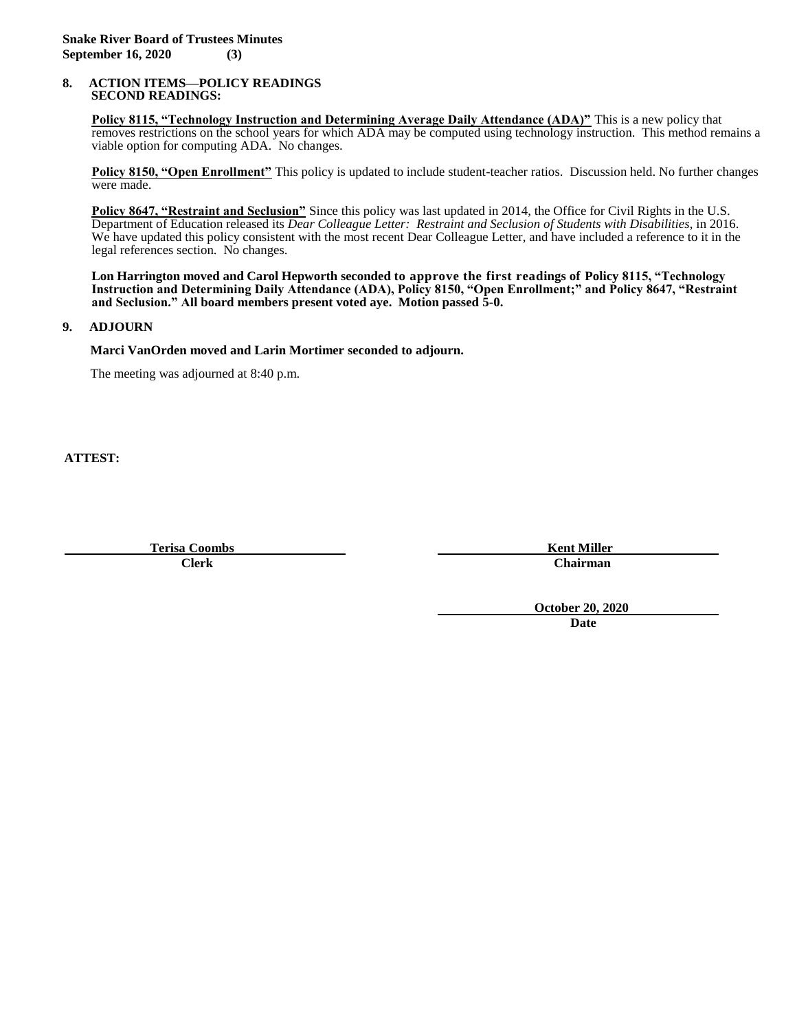## 8. ACTION ITEMS—POLICY READINGS

**SECOND READINGS:**

**Policy 8115, "Technology Instruction and Determining Average Daily Attendance (ADA)"** This is a new policy that removes restrictions on the school years for which ADA may be computed using technology instruction. This method remains a viable option for computing ADA. No changes.

**Policy 8150, "Open Enrollment"** This policy is updated to include student-teacher ratios. Discussion held. No further changes were made.

**Policy 8647, "Restraint and Seclusion"** Since this policy was last updated in 2014, the Office for Civil Rights in the U.S. Department of Education released its *Dear Colleague Letter: Restraint and Seclusion of Students with Disabilities*, in 2016. We have updated this policy consistent with the most recent Dear Colleague Letter, and have included a reference to it in the legal references section. No changes.

**Lon Harrington moved and Carol Hepworth seconded to approve the first readings of Policy 8115, "Technology Instruction and Determining Daily Attendance (ADA), Policy 8150, "Open Enrollment;" and Policy 8647, "Restraint and Seclusion." All board members present voted aye. Motion passed 5-0.**

## 9. ADJOURN

**Marci VanOrden moved and Larin Mortimer seconded to adjourn.**

The meeting was adjourned at 8:40 p.m.

**ATTEST:**

**Terisa Coombs**
**Clerk**

**Kent Miller**
**Chairman**

**October 20, 2020**
**Date**